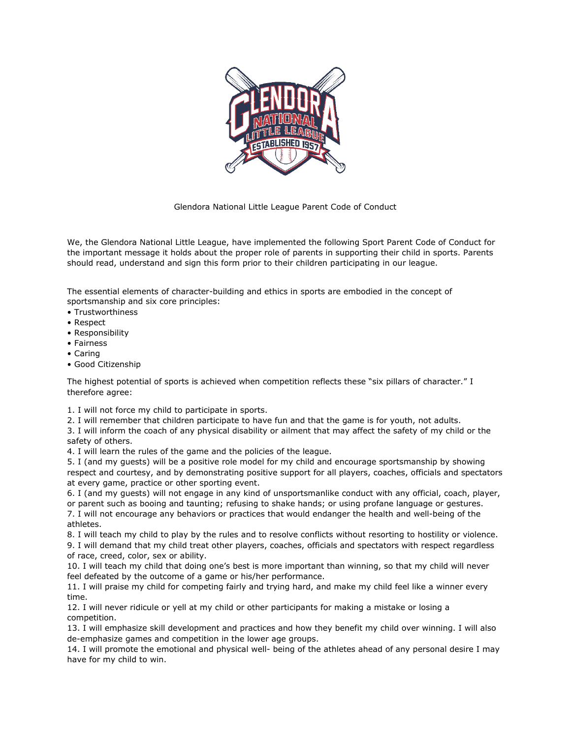# Glendora National Little League Parent Code of Conduct

We, the Glendora National Little League, have implemented the following Sport Parent Code of Conduct for the important message it holds about the proper role of parents in supporting their child in sports. Parents should read, understand and sign this form prior to their children participating in our league.

The essential elements of character-building and ethics in sports are embodied in the concept of sportsmanship and six core principles:

- Trustworthiness
- Respect
- Responsibility
- Fairness
- Caring
- Good Citizenship

The highest potential of sports is achieved when competition reflects these "six pillars of character." I therefore agree:

1. I will not force my child to participate in sports.
2. I will remember that children participate to have fun and that the game is for youth, not adults.
3. I will inform the coach of any physical disability or ailment that may affect the safety of my child or the safety of others.
4. I will learn the rules of the game and the policies of the league.
5. I (and my guests) will be a positive role model for my child and encourage sportsmanship by showing respect and courtesy, and by demonstrating positive support for all players, coaches, officials and spectators at every game, practice or other sporting event.
6. I (and my guests) will not engage in any kind of unsportsmanlike conduct with any official, coach, player, or parent such as booing and taunting; refusing to shake hands; or using profane language or gestures.
7. I will not encourage any behaviors or practices that would endanger the health and well-being of the athletes.
8. I will teach my child to play by the rules and to resolve conflicts without resorting to hostility or violence.
9. I will demand that my child treat other players, coaches, officials and spectators with respect regardless of race, creed, color, sex or ability.
10. I will teach my child that doing one's best is more important than winning, so that my child will never feel defeated by the outcome of a game or his/her performance.
11. I will praise my child for competing fairly and trying hard, and make my child feel like a winner every time.
12. I will never ridicule or yell at my child or other participants for making a mistake or losing a competition.
13. I will emphasize skill development and practices and how they benefit my child over winning. I will also de-emphasize games and competition in the lower age groups.
14. I will promote the emotional and physical well- being of the athletes ahead of any personal desire I may have for my child to win.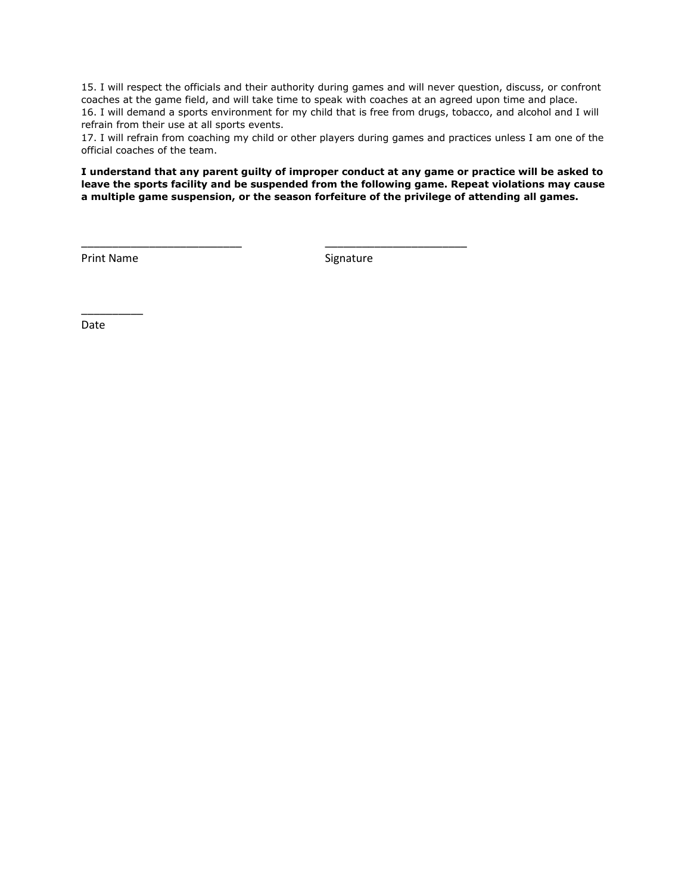15. I will respect the officials and their authority during games and will never question, discuss, or confront coaches at the game field, and will take time to speak with coaches at an agreed upon time and place.
16. I will demand a sports environment for my child that is free from drugs, tobacco, and alcohol and I will refrain from their use at all sports events.
17. I will refrain from coaching my child or other players during games and practices unless I am one of the official coaches of the team.

**I understand that any parent guilty of improper conduct at any game or practice will be asked to leave the sports facility and be suspended from the following game. Repeat violations may cause a multiple game suspension, or the season forfeiture of the privilege of attending all games.**

_________________________ _______________________
Print Name Signature

__________
Date